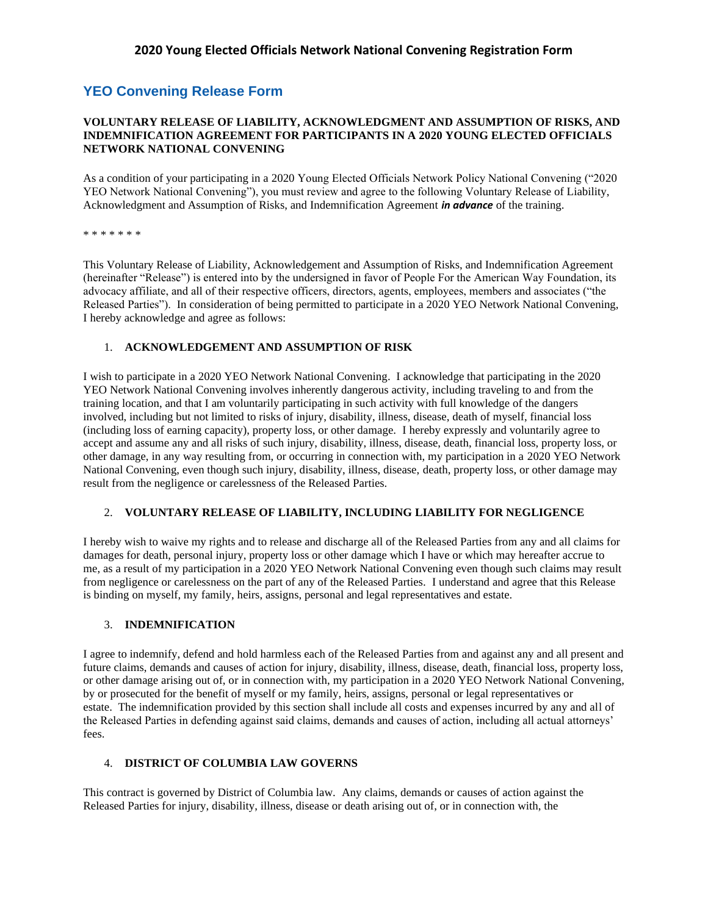# 2020 Young Elected Officials Network National Convening Registration Form

## YEO Convening Release Form

**VOLUNTARY RELEASE OF LIABILITY, ACKNOWLEDGMENT AND ASSUMPTION OF RISKS, AND INDEMNIFICATION AGREEMENT FOR PARTICIPANTS IN A 2020 YOUNG ELECTED OFFICIALS NETWORK NATIONAL CONVENING**

As a condition of your participating in a 2020 Young Elected Officials Network Policy National Convening ("2020 YEO Network National Convening"), you must review and agree to the following Voluntary Release of Liability, Acknowledgment and Assumption of Risks, and Indemnification Agreement ***in advance*** of the training.

\* \* \* \* \* \* \*

This Voluntary Release of Liability, Acknowledgement and Assumption of Risks, and Indemnification Agreement (hereinafter "Release") is entered into by the undersigned in favor of People For the American Way Foundation, its advocacy affiliate, and all of their respective officers, directors, agents, employees, members and associates ("the Released Parties"). In consideration of being permitted to participate in a 2020 YEO Network National Convening, I hereby acknowledge and agree as follows:

1. **ACKNOWLEDGEMENT AND ASSUMPTION OF RISK**

I wish to participate in a 2020 YEO Network National Convening. I acknowledge that participating in the 2020 YEO Network National Convening involves inherently dangerous activity, including traveling to and from the training location, and that I am voluntarily participating in such activity with full knowledge of the dangers involved, including but not limited to risks of injury, disability, illness, disease, death of myself, financial loss (including loss of earning capacity), property loss, or other damage. I hereby expressly and voluntarily agree to accept and assume any and all risks of such injury, disability, illness, disease, death, financial loss, property loss, or other damage, in any way resulting from, or occurring in connection with, my participation in a 2020 YEO Network National Convening, even though such injury, disability, illness, disease, death, property loss, or other damage may result from the negligence or carelessness of the Released Parties.

2. **VOLUNTARY RELEASE OF LIABILITY, INCLUDING LIABILITY FOR NEGLIGENCE**

I hereby wish to waive my rights and to release and discharge all of the Released Parties from any and all claims for damages for death, personal injury, property loss or other damage which I have or which may hereafter accrue to me, as a result of my participation in a 2020 YEO Network National Convening even though such claims may result from negligence or carelessness on the part of any of the Released Parties. I understand and agree that this Release is binding on myself, my family, heirs, assigns, personal and legal representatives and estate.

3. **INDEMNIFICATION**

I agree to indemnify, defend and hold harmless each of the Released Parties from and against any and all present and future claims, demands and causes of action for injury, disability, illness, disease, death, financial loss, property loss, or other damage arising out of, or in connection with, my participation in a 2020 YEO Network National Convening, by or prosecuted for the benefit of myself or my family, heirs, assigns, personal or legal representatives or estate. The indemnification provided by this section shall include all costs and expenses incurred by any and all of the Released Parties in defending against said claims, demands and causes of action, including all actual attorneys' fees.

4. **DISTRICT OF COLUMBIA LAW GOVERNS**

This contract is governed by District of Columbia law. Any claims, demands or causes of action against the Released Parties for injury, disability, illness, disease or death arising out of, or in connection with, the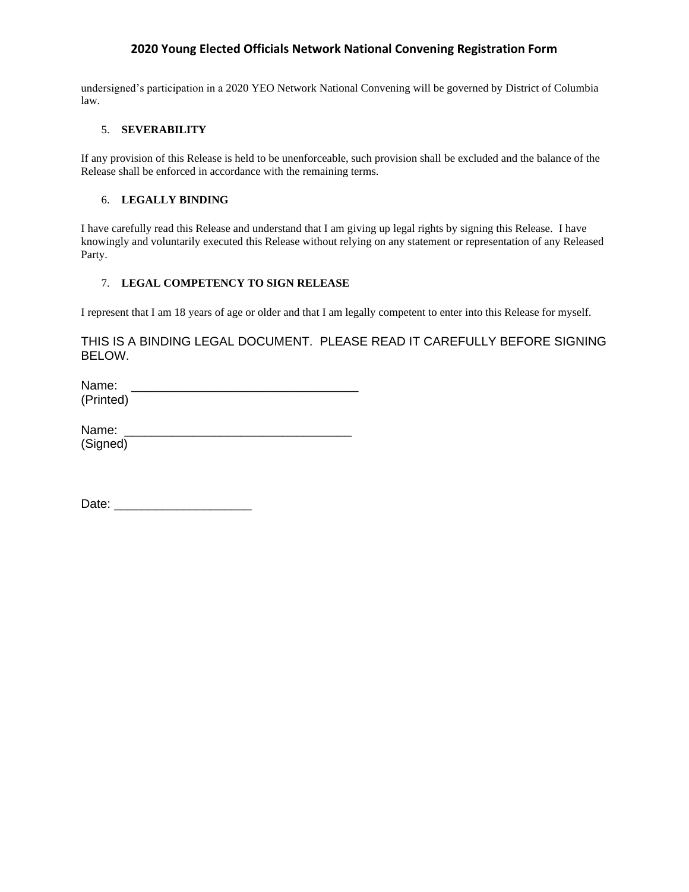undersigned's participation in a 2020 YEO Network National Convening will be governed by District of Columbia law.

5. **SEVERABILITY**

If any provision of this Release is held to be unenforceable, such provision shall be excluded and the balance of the Release shall be enforced in accordance with the remaining terms.

6. **LEGALLY BINDING**

I have carefully read this Release and understand that I am giving up legal rights by signing this Release. I have knowingly and voluntarily executed this Release without relying on any statement or representation of any Released Party.

7. **LEGAL COMPETENCY TO SIGN RELEASE**

I represent that I am 18 years of age or older and that I am legally competent to enter into this Release for myself.

THIS IS A BINDING LEGAL DOCUMENT. PLEASE READ IT CAREFULLY BEFORE SIGNING BELOW.

Name: ___________________________________
(Printed)

Name: ___________________________________
(Signed)

Date: ____________________